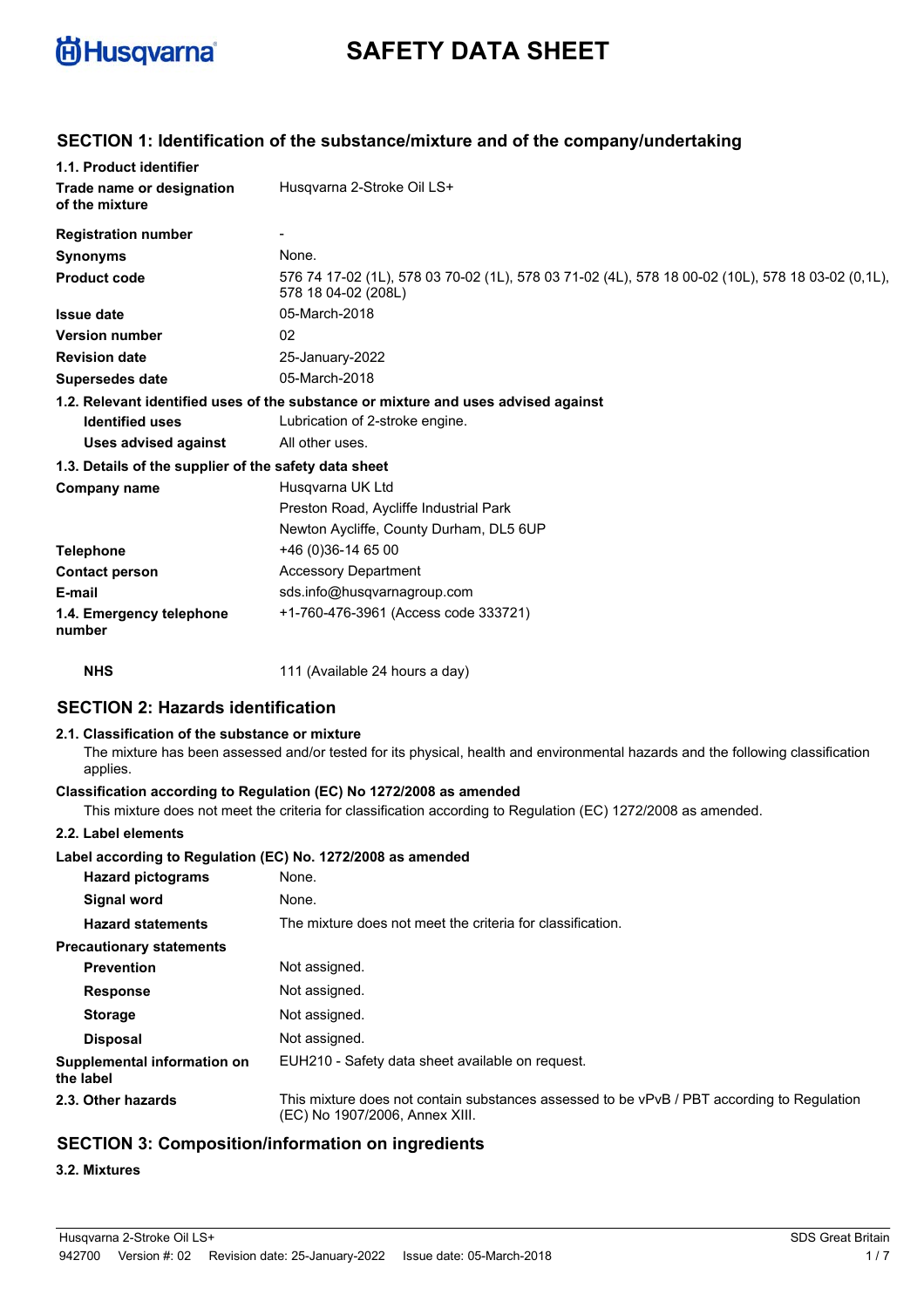Husqvarna

# SAFETY DATA SHEET

## SECTION 1: Identification of the substance/mixture and of the company/undertaking

### 1.1. Product identifier

| | |
|---|---|
| **Trade name or designation of the mixture** | Husqvarna 2-Stroke Oil LS+ |
| **Registration number** | - |
| **Synonyms** | None. |
| **Product code** | 576 74 17-02 (1L), 578 03 70-02 (1L), 578 03 71-02 (4L), 578 18 00-02 (10L), 578 18 03-02 (0,1L), 578 18 04-02 (208L) |
| **Issue date** | 05-March-2018 |
| **Version number** | 02 |
| **Revision date** | 25-January-2022 |
| **Supersedes date** | 05-March-2018 |

### 1.2. Relevant identified uses of the substance or mixture and uses advised against

| | |
|---|---|
| **Identified uses** | Lubrication of 2-stroke engine. |
| **Uses advised against** | All other uses. |

### 1.3. Details of the supplier of the safety data sheet

| | |
|---|---|
| **Company name** | Husqvarna UK Ltd<br>Preston Road, Aycliffe Industrial Park<br>Newton Aycliffe, County Durham, DL5 6UP |
| **Telephone** | +46 (0)36-14 65 00 |
| **Contact person** | Accessory Department |
| **E-mail** | sds.info@husqvarnagroup.com |
| **1.4. Emergency telephone number** | +1-760-476-3961 (Access code 333721) |
| **NHS** | 111 (Available 24 hours a day) |

## SECTION 2: Hazards identification

### 2.1. Classification of the substance or mixture

The mixture has been assessed and/or tested for its physical, health and environmental hazards and the following classification applies.

**Classification according to Regulation (EC) No 1272/2008 as amended**

This mixture does not meet the criteria for classification according to Regulation (EC) 1272/2008 as amended.

### 2.2. Label elements

**Label according to Regulation (EC) No. 1272/2008 as amended**

| | |
|---|---|
| **Hazard pictograms** | None. |
| **Signal word** | None. |
| **Hazard statements** | The mixture does not meet the criteria for classification. |
| **Precautionary statements** | |
| **Prevention** | Not assigned. |
| **Response** | Not assigned. |
| **Storage** | Not assigned. |
| **Disposal** | Not assigned. |
| **Supplemental information on the label** | EUH210 - Safety data sheet available on request. |
| **2.3. Other hazards** | This mixture does not contain substances assessed to be vPvB / PBT according to Regulation (EC) No 1907/2006, Annex XIII. |

## SECTION 3: Composition/information on ingredients

### 3.2. Mixtures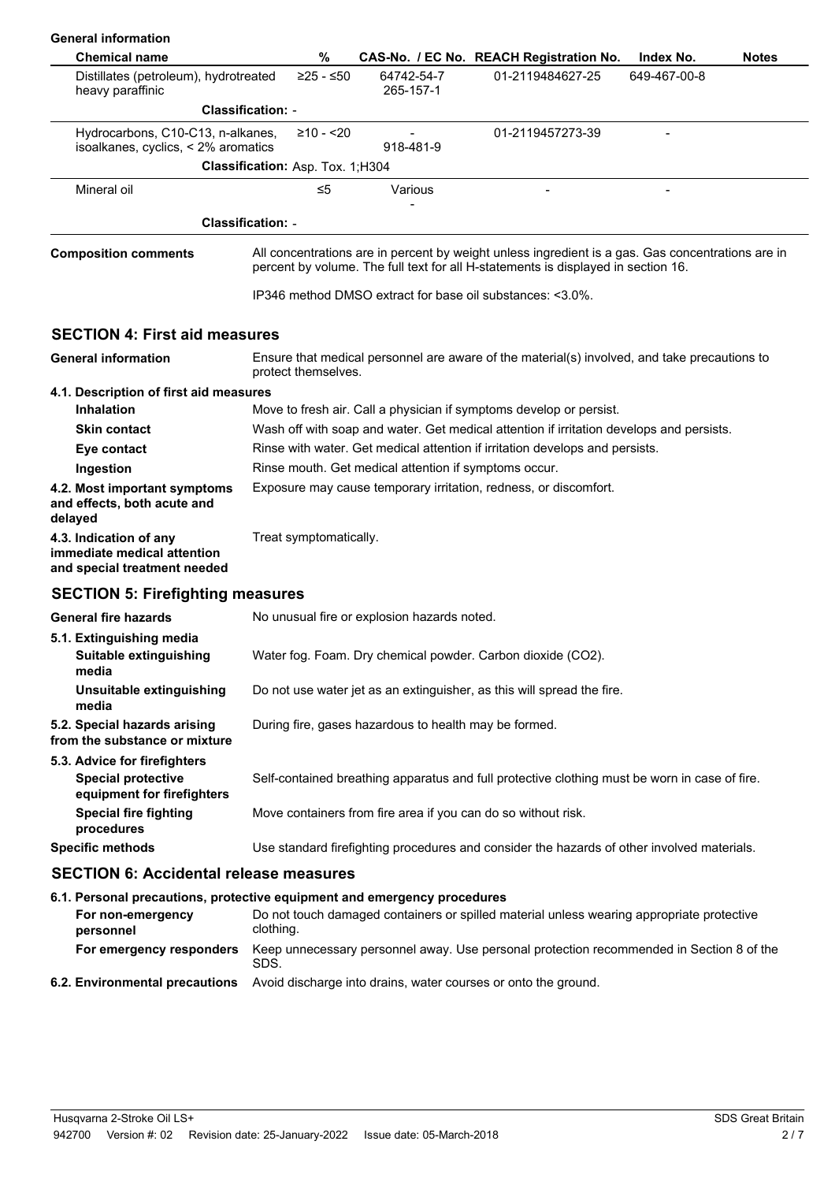**General information**

| Chemical name | % | CAS-No. / EC No. | REACH Registration No. | Index No. | Notes |
|---|---|---|---|---|---|
| Distillates (petroleum), hydrotreated heavy paraffinic | ≥25 - ≤50 | 64742-54-7<br>265-157-1 | 01-2119484627-25 | 649-467-00-8 | |
| **Classification:** - | | | | | |
| Hydrocarbons, C10-C13, n-alkanes, isoalkanes, cyclics, < 2% aromatics | ≥10 - <20 | -<br>918-481-9 | 01-2119457273-39 | - | |
| **Classification:** Asp. Tox. 1;H304 | | | | | |
| Mineral oil | ≤5 | Various<br>- | - | - | |
| **Classification:** - | | | | | |

**Composition comments**

All concentrations are in percent by weight unless ingredient is a gas. Gas concentrations are in percent by volume. The full text for all H-statements is displayed in section 16.

IP346 method DMSO extract for base oil substances: <3.0%.

## SECTION 4: First aid measures

**General information**
Ensure that medical personnel are aware of the material(s) involved, and take precautions to protect themselves.

**4.1. Description of first aid measures**

- **Inhalation**: Move to fresh air. Call a physician if symptoms develop or persist.
- **Skin contact**: Wash off with soap and water. Get medical attention if irritation develops and persists.
- **Eye contact**: Rinse with water. Get medical attention if irritation develops and persists.
- **Ingestion**: Rinse mouth. Get medical attention if symptoms occur.

**4.2. Most important symptoms and effects, both acute and delayed**
Exposure may cause temporary irritation, redness, or discomfort.

**4.3. Indication of any immediate medical attention and special treatment needed**
Treat symptomatically.

## SECTION 5: Firefighting measures

**General fire hazards**
No unusual fire or explosion hazards noted.

**5.1. Extinguishing media**

- **Suitable extinguishing media**: Water fog. Foam. Dry chemical powder. Carbon dioxide ($CO_2$).
- **Unsuitable extinguishing media**: Do not use water jet as an extinguisher, as this will spread the fire.

**5.2. Special hazards arising from the substance or mixture**
During fire, gases hazardous to health may be formed.

**5.3. Advice for firefighters**

- **Special protective equipment for firefighters**: Self-contained breathing apparatus and full protective clothing must be worn in case of fire.
- **Special fire fighting procedures**: Move containers from fire area if you can do so without risk.

**Specific methods**
Use standard firefighting procedures and consider the hazards of other involved materials.

## SECTION 6: Accidental release measures

**6.1. Personal precautions, protective equipment and emergency procedures**

- **For non-emergency personnel**: Do not touch damaged containers or spilled material unless wearing appropriate protective clothing.
- **For emergency responders**: Keep unnecessary personnel away. Use personal protection recommended in Section 8 of the SDS.

**6.2. Environmental precautions**
Avoid discharge into drains, water courses or onto the ground.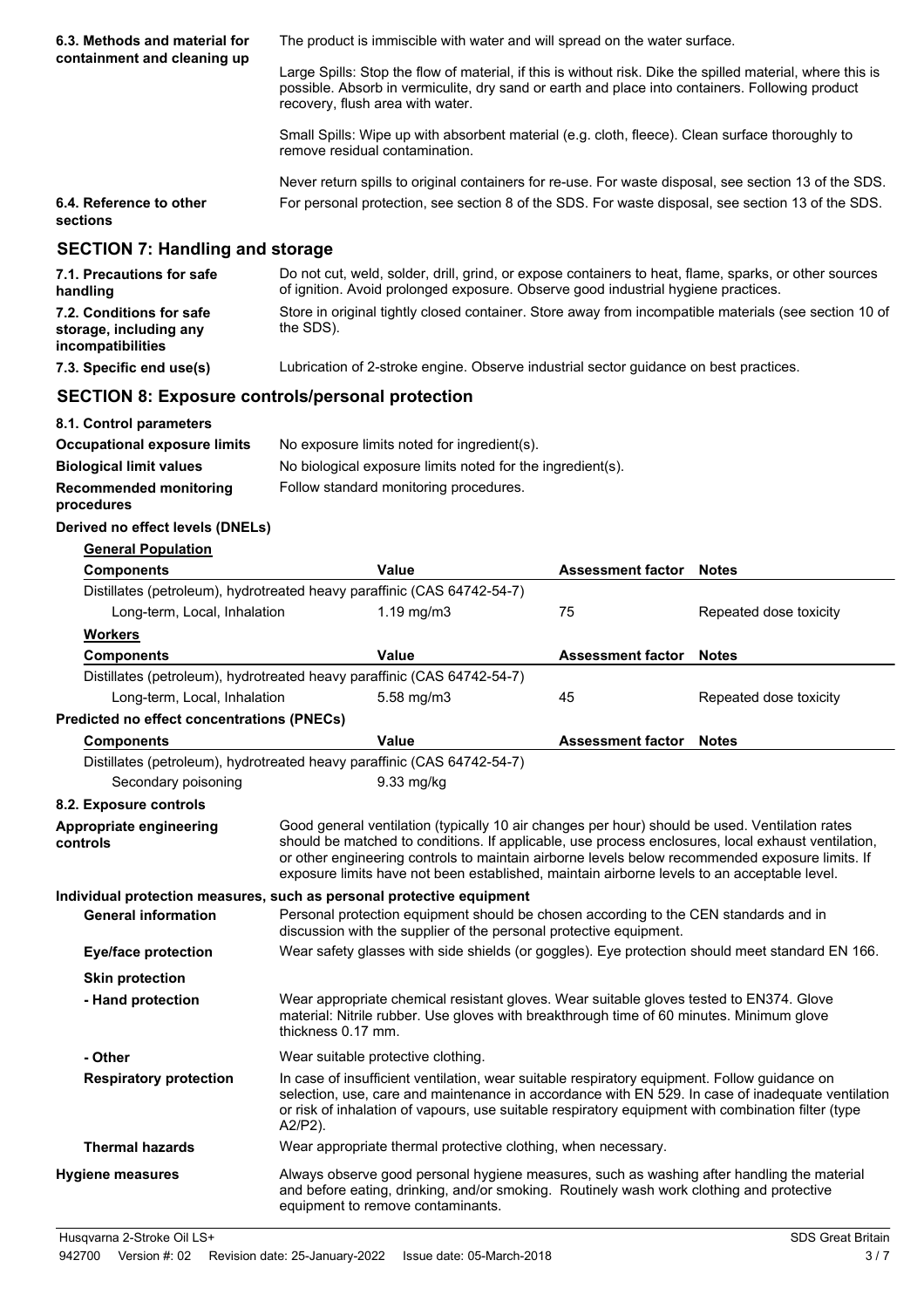**6.3. Methods and material for containment and cleaning up**

The product is immiscible with water and will spread on the water surface.

Large Spills: Stop the flow of material, if this is without risk. Dike the spilled material, where this is possible. Absorb in vermiculite, dry sand or earth and place into containers. Following product recovery, flush area with water.

Small Spills: Wipe up with absorbent material (e.g. cloth, fleece). Clean surface thoroughly to remove residual contamination.

Never return spills to original containers for re-use. For waste disposal, see section 13 of the SDS.

**6.4. Reference to other sections**

For personal protection, see section 8 of the SDS. For waste disposal, see section 13 of the SDS.

## SECTION 7: Handling and storage

**7.1. Precautions for safe handling**

Do not cut, weld, solder, drill, grind, or expose containers to heat, flame, sparks, or other sources of ignition. Avoid prolonged exposure. Observe good industrial hygiene practices.

**7.2. Conditions for safe storage, including any incompatibilities**

Store in original tightly closed container. Store away from incompatible materials (see section 10 of the SDS).

**7.3. Specific end use(s)**

Lubrication of 2-stroke engine. Observe industrial sector guidance on best practices.

## SECTION 8: Exposure controls/personal protection

**8.1. Control parameters**

**Occupational exposure limits** No exposure limits noted for ingredient(s).

**Biological limit values** No biological exposure limits noted for the ingredient(s).

**Recommended monitoring procedures** Follow standard monitoring procedures.

**Derived no effect levels (DNELs)**

**General Population**

| Components | Value | Assessment factor | Notes |
|---|---|---|---|
| Distillates (petroleum), hydrotreated heavy paraffinic (CAS 64742-54-7) | | | |
| Long-term, Local, Inhalation | 1.19 mg/m3 | 75 | Repeated dose toxicity |

**Workers**

| Components | Value | Assessment factor | Notes |
|---|---|---|---|
| Distillates (petroleum), hydrotreated heavy paraffinic (CAS 64742-54-7) | | | |
| Long-term, Local, Inhalation | 5.58 mg/m3 | 45 | Repeated dose toxicity |

**Predicted no effect concentrations (PNECs)**

| Components | Value | Assessment factor | Notes |
|---|---|---|---|
| Distillates (petroleum), hydrotreated heavy paraffinic (CAS 64742-54-7) | | | |
| Secondary poisoning | 9.33 mg/kg | | |

**8.2. Exposure controls**

**Appropriate engineering controls**

Good general ventilation (typically 10 air changes per hour) should be used. Ventilation rates should be matched to conditions. If applicable, use process enclosures, local exhaust ventilation, or other engineering controls to maintain airborne levels below recommended exposure limits. If exposure limits have not been established, maintain airborne levels to an acceptable level.

**Individual protection measures, such as personal protective equipment**

**General information**

Personal protection equipment should be chosen according to the CEN standards and in discussion with the supplier of the personal protective equipment.

**Eye/face protection**

Wear safety glasses with side shields (or goggles). Eye protection should meet standard EN 166.

**Skin protection**

**- Hand protection**

Wear appropriate chemical resistant gloves. Wear suitable gloves tested to EN374. Glove material: Nitrile rubber. Use gloves with breakthrough time of 60 minutes. Minimum glove thickness 0.17 mm.

**- Other**

Wear suitable protective clothing.

**Respiratory protection**

In case of insufficient ventilation, wear suitable respiratory equipment. Follow guidance on selection, use, care and maintenance in accordance with EN 529. In case of inadequate ventilation or risk of inhalation of vapours, use suitable respiratory equipment with combination filter (type A2/P2).

**Thermal hazards**

Wear appropriate thermal protective clothing, when necessary.

**Hygiene measures**

Always observe good personal hygiene measures, such as washing after handling the material and before eating, drinking, and/or smoking. Routinely wash work clothing and protective equipment to remove contaminants.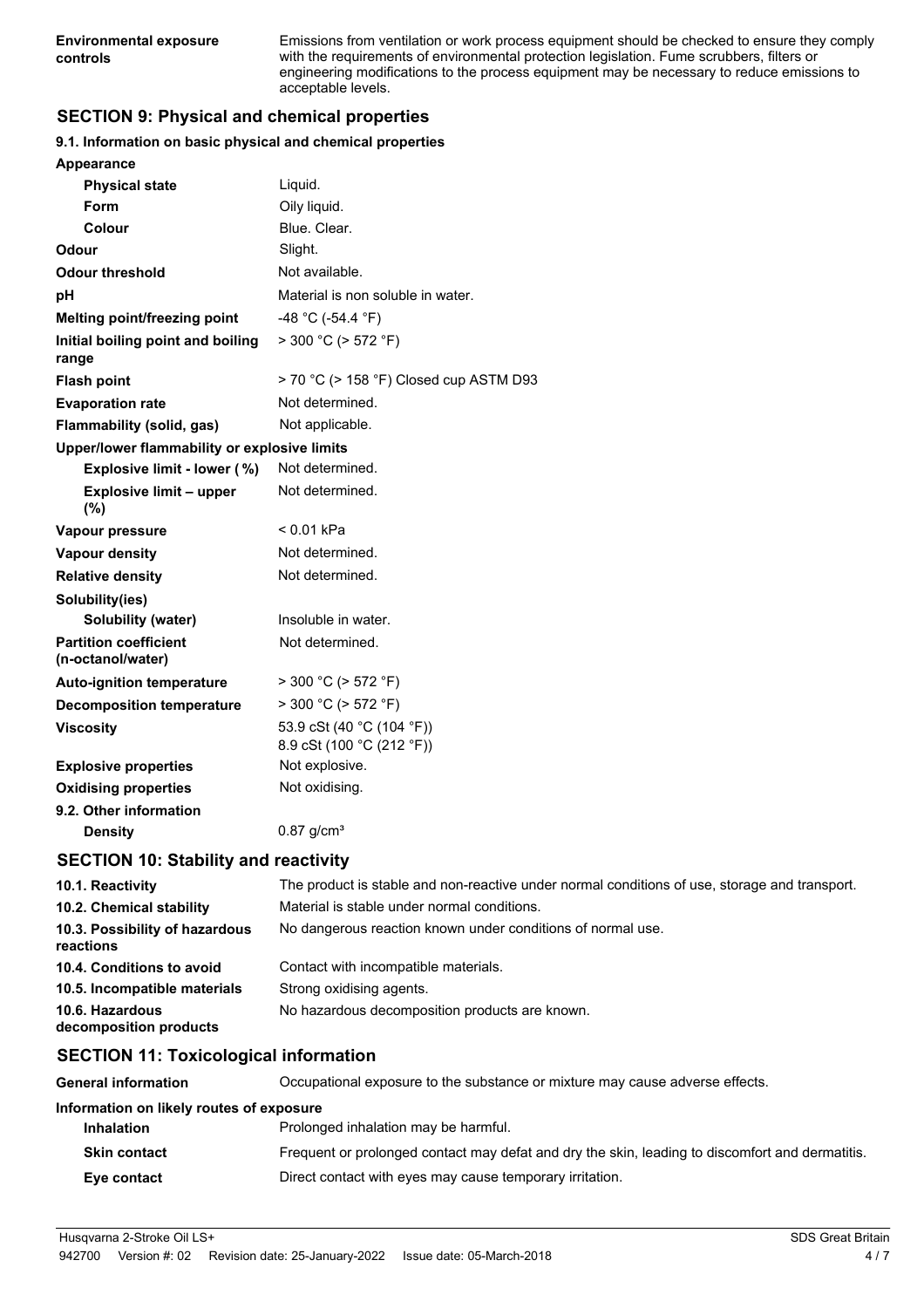| | |
|---|---|
| **Environmental exposure controls** | Emissions from ventilation or work process equipment should be checked to ensure they comply with the requirements of environmental protection legislation. Fume scrubbers, filters or engineering modifications to the process equipment may be necessary to reduce emissions to acceptable levels. |

## SECTION 9: Physical and chemical properties

### 9.1. Information on basic physical and chemical properties

| | |
|---|---|
| **Appearance** | |
| **Physical state** | Liquid. |
| **Form** | Oily liquid. |
| **Colour** | Blue. Clear. |
| **Odour** | Slight. |
| **Odour threshold** | Not available. |
| **pH** | Material is non soluble in water. |
| **Melting point/freezing point** | -48 °C (-54.4 °F) |
| **Initial boiling point and boiling range** | > 300 °C (> 572 °F) |
| **Flash point** | > 70 °C (> 158 °F) Closed cup ASTM D93 |
| **Evaporation rate** | Not determined. |
| **Flammability (solid, gas)** | Not applicable. |
| **Upper/lower flammability or explosive limits** | |
| **Explosive limit - lower (%)** | Not determined. |
| **Explosive limit – upper (%)** | Not determined. |
| **Vapour pressure** | < 0.01 kPa |
| **Vapour density** | Not determined. |
| **Relative density** | Not determined. |
| **Solubility(ies)** | |
| **Solubility (water)** | Insoluble in water. |
| **Partition coefficient (n-octanol/water)** | Not determined. |
| **Auto-ignition temperature** | > 300 °C (> 572 °F) |
| **Decomposition temperature** | > 300 °C (> 572 °F) |
| **Viscosity** | 53.9 cSt (40 °C (104 °F))<br>8.9 cSt (100 °C (212 °F)) |
| **Explosive properties** | Not explosive. |
| **Oxidising properties** | Not oxidising. |
| **9.2. Other information** | |
| **Density** | 0.87 g/cm³ |

## SECTION 10: Stability and reactivity

| | |
|---|---|
| **10.1. Reactivity** | The product is stable and non-reactive under normal conditions of use, storage and transport. |
| **10.2. Chemical stability** | Material is stable under normal conditions. |
| **10.3. Possibility of hazardous reactions** | No dangerous reaction known under conditions of normal use. |
| **10.4. Conditions to avoid** | Contact with incompatible materials. |
| **10.5. Incompatible materials** | Strong oxidising agents. |
| **10.6. Hazardous decomposition products** | No hazardous decomposition products are known. |

## SECTION 11: Toxicological information

| | |
|---|---|
| **General information** | Occupational exposure to the substance or mixture may cause adverse effects. |
| **Information on likely routes of exposure** | |
| **Inhalation** | Prolonged inhalation may be harmful. |
| **Skin contact** | Frequent or prolonged contact may defat and dry the skin, leading to discomfort and dermatitis. |
| **Eye contact** | Direct contact with eyes may cause temporary irritation. |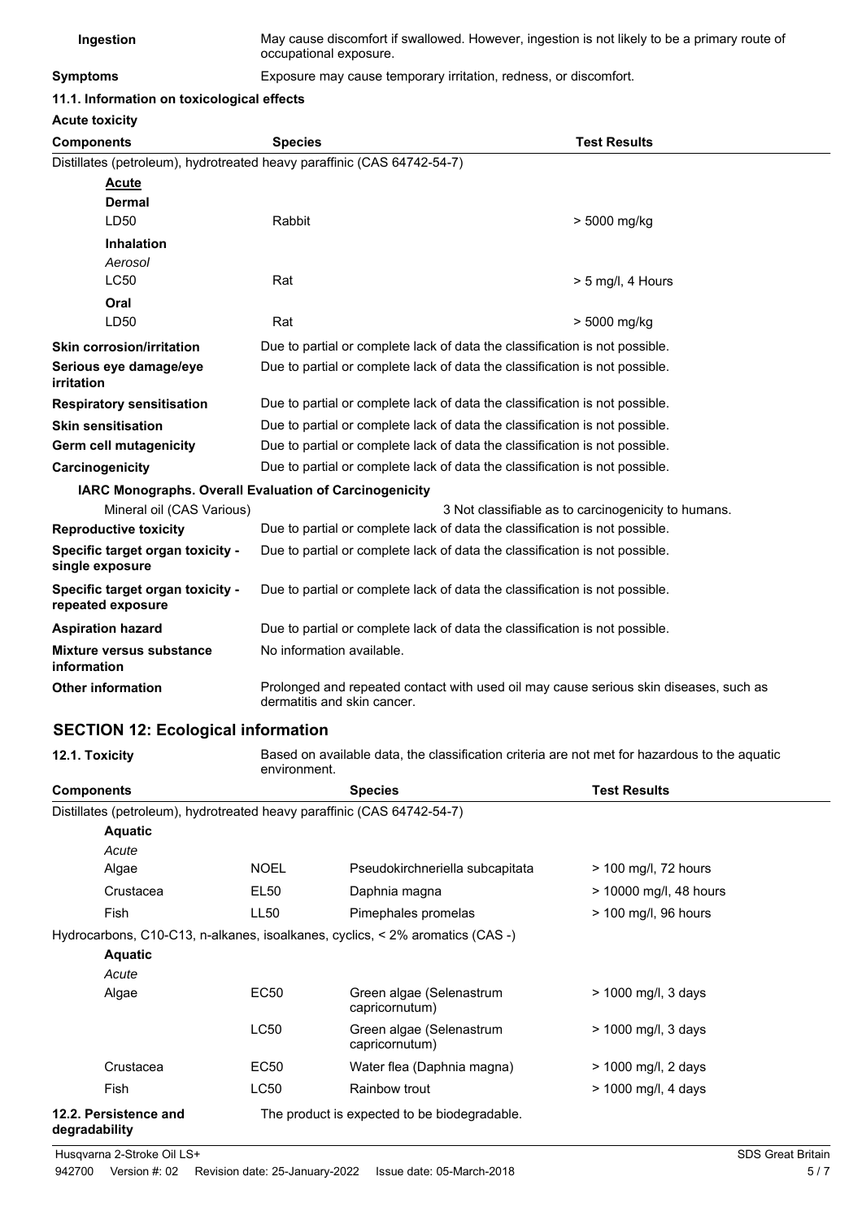**Ingestion** May cause discomfort if swallowed. However, ingestion is not likely to be a primary route of occupational exposure.

**Symptoms** Exposure may cause temporary irritation, redness, or discomfort.

**11.1. Information on toxicological effects**

**Acute toxicity**

| Components | Species | Test Results |
|---|---|---|
| Distillates (petroleum), hydrotreated heavy paraffinic (CAS 64742-54-7) | | |
| **Acute** | | |
| **Dermal** | | |
| LD50 | Rabbit | > 5000 mg/kg |
| **Inhalation** | | |
| *Aerosol* | | |
| LC50 | Rat | > 5 mg/l, 4 Hours |
| **Oral** | | |
| LD50 | Rat | > 5000 mg/kg |

**Skin corrosion/irritation** Due to partial or complete lack of data the classification is not possible.

**Serious eye damage/eye irritation** Due to partial or complete lack of data the classification is not possible.

**Respiratory sensitisation** Due to partial or complete lack of data the classification is not possible.

**Skin sensitisation** Due to partial or complete lack of data the classification is not possible.

**Germ cell mutagenicity** Due to partial or complete lack of data the classification is not possible.

**Carcinogenicity** Due to partial or complete lack of data the classification is not possible.

**IARC Monographs. Overall Evaluation of Carcinogenicity**

Mineral oil (CAS Various) 3 Not classifiable as to carcinogenicity to humans.

**Reproductive toxicity** Due to partial or complete lack of data the classification is not possible.

**Specific target organ toxicity - single exposure** Due to partial or complete lack of data the classification is not possible.

**Specific target organ toxicity - repeated exposure** Due to partial or complete lack of data the classification is not possible.

**Aspiration hazard** Due to partial or complete lack of data the classification is not possible.

**Mixture versus substance information** No information available.

**Other information** Prolonged and repeated contact with used oil may cause serious skin diseases, such as dermatitis and skin cancer.

## SECTION 12: Ecological information

**12.1. Toxicity** Based on available data, the classification criteria are not met for hazardous to the aquatic environment.

| Components | | Species | Test Results |
|---|---|---|---|
| Distillates (petroleum), hydrotreated heavy paraffinic (CAS 64742-54-7) | | | |
| **Aquatic** | | | |
| *Acute* | | | |
| Algae | NOEL | Pseudokirchneriella subcapitata | > 100 mg/l, 72 hours |
| Crustacea | EL50 | Daphnia magna | > 10000 mg/l, 48 hours |
| Fish | LL50 | Pimephales promelas | > 100 mg/l, 96 hours |
| Hydrocarbons, C10-C13, n-alkanes, isoalkanes, cyclics, < 2% aromatics (CAS -) | | | |
| **Aquatic** | | | |
| *Acute* | | | |
| Algae | EC50 | Green algae (Selenastrum capricornutum) | > 1000 mg/l, 3 days |
| | LC50 | Green algae (Selenastrum capricornutum) | > 1000 mg/l, 3 days |
| Crustacea | EC50 | Water flea (Daphnia magna) | > 1000 mg/l, 2 days |
| Fish | LC50 | Rainbow trout | > 1000 mg/l, 4 days |

**12.2. Persistence and degradability** The product is expected to be biodegradable.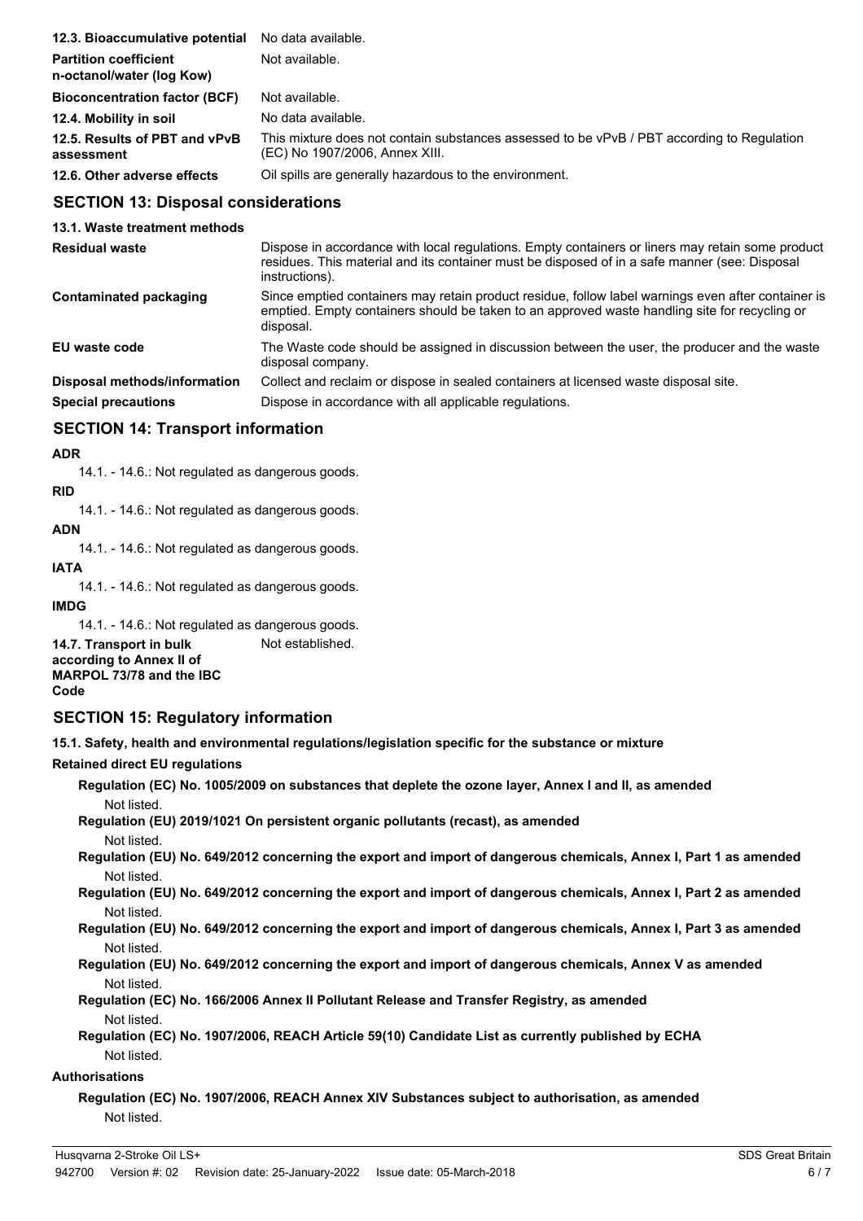| | |
|---|---|
| **12.3. Bioaccumulative potential** | No data available. |
| **Partition coefficient n-octanol/water (log Kow)** | Not available. |
| **Bioconcentration factor (BCF)** | Not available. |
| **12.4. Mobility in soil** | No data available. |
| **12.5. Results of PBT and vPvB assessment** | This mixture does not contain substances assessed to be vPvB / PBT according to Regulation (EC) No 1907/2006, Annex XIII. |
| **12.6. Other adverse effects** | Oil spills are generally hazardous to the environment. |

## SECTION 13: Disposal considerations

**13.1. Waste treatment methods**

| | |
|---|---|
| **Residual waste** | Dispose in accordance with local regulations. Empty containers or liners may retain some product residues. This material and its container must be disposed of in a safe manner (see: Disposal instructions). |
| **Contaminated packaging** | Since emptied containers may retain product residue, follow label warnings even after container is emptied. Empty containers should be taken to an approved waste handling site for recycling or disposal. |
| **EU waste code** | The Waste code should be assigned in discussion between the user, the producer and the waste disposal company. |
| **Disposal methods/information** | Collect and reclaim or dispose in sealed containers at licensed waste disposal site. |
| **Special precautions** | Dispose in accordance with all applicable regulations. |

## SECTION 14: Transport information

**ADR**

14.1. - 14.6.: Not regulated as dangerous goods.

**RID**

14.1. - 14.6.: Not regulated as dangerous goods.

**ADN**

14.1. - 14.6.: Not regulated as dangerous goods.

**IATA**

14.1. - 14.6.: Not regulated as dangerous goods.

**IMDG**

14.1. - 14.6.: Not regulated as dangerous goods.

| | |
|---|---|
| **14.7. Transport in bulk according to Annex II of MARPOL 73/78 and the IBC Code** | Not established. |

## SECTION 15: Regulatory information

**15.1. Safety, health and environmental regulations/legislation specific for the substance or mixture**

**Retained direct EU regulations**

**Regulation (EC) No. 1005/2009 on substances that deplete the ozone layer, Annex I and II, as amended**

Not listed.

**Regulation (EU) 2019/1021 On persistent organic pollutants (recast), as amended**

Not listed.

**Regulation (EU) No. 649/2012 concerning the export and import of dangerous chemicals, Annex I, Part 1 as amended**

Not listed.

**Regulation (EU) No. 649/2012 concerning the export and import of dangerous chemicals, Annex I, Part 2 as amended**

Not listed.

**Regulation (EU) No. 649/2012 concerning the export and import of dangerous chemicals, Annex I, Part 3 as amended**

Not listed.

**Regulation (EU) No. 649/2012 concerning the export and import of dangerous chemicals, Annex V as amended**

Not listed.

**Regulation (EC) No. 166/2006 Annex II Pollutant Release and Transfer Registry, as amended**

Not listed.

**Regulation (EC) No. 1907/2006, REACH Article 59(10) Candidate List as currently published by ECHA**

Not listed.

**Authorisations**

**Regulation (EC) No. 1907/2006, REACH Annex XIV Substances subject to authorisation, as amended**

Not listed.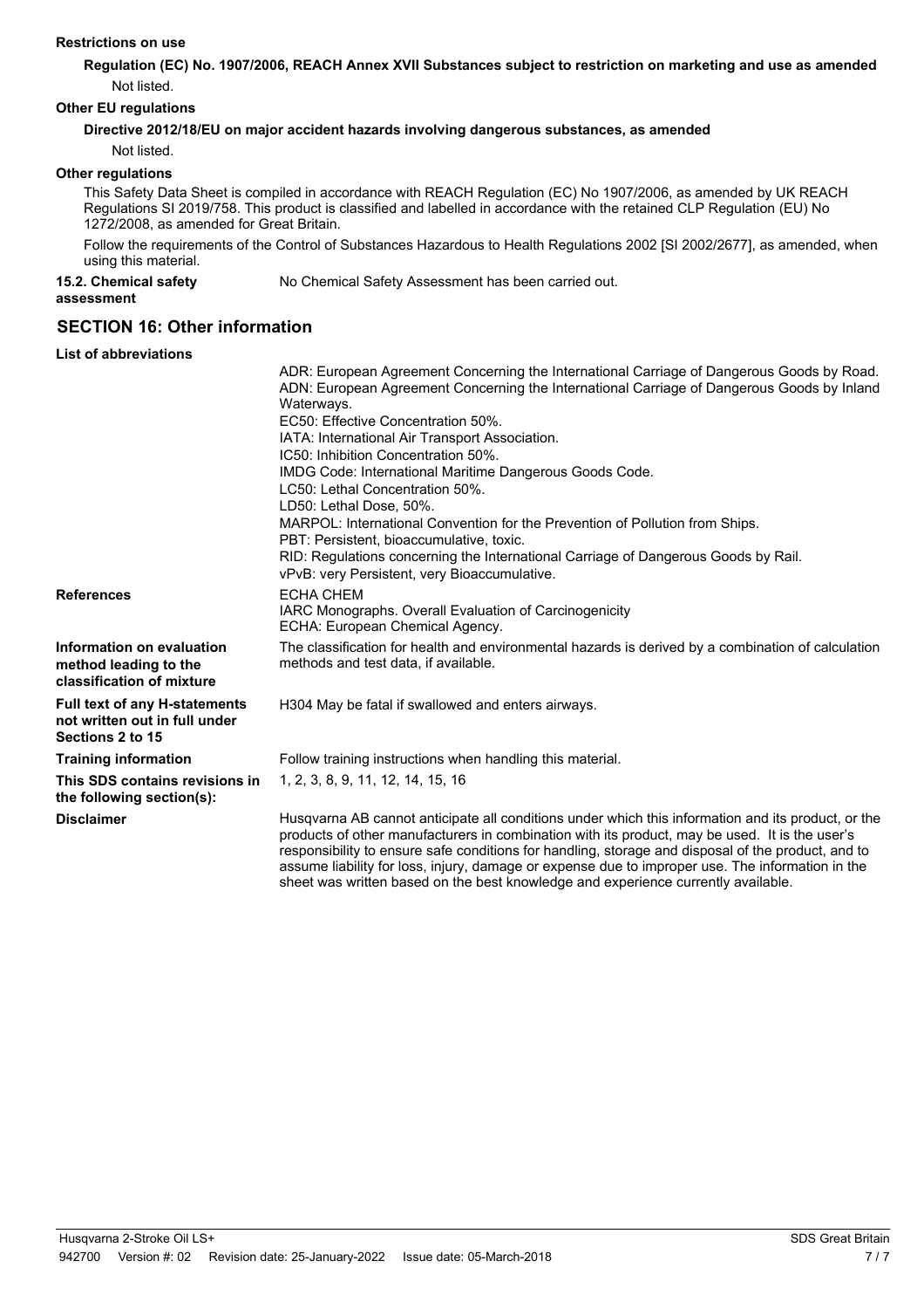**Restrictions on use**

**Regulation (EC) No. 1907/2006, REACH Annex XVII Substances subject to restriction on marketing and use as amended**

Not listed.

**Other EU regulations**

**Directive 2012/18/EU on major accident hazards involving dangerous substances, as amended**

Not listed.

**Other regulations**

This Safety Data Sheet is compiled in accordance with REACH Regulation (EC) No 1907/2006, as amended by UK REACH Regulations SI 2019/758. This product is classified and labelled in accordance with the retained CLP Regulation (EU) No 1272/2008, as amended for Great Britain.

Follow the requirements of the Control of Substances Hazardous to Health Regulations 2002 [SI 2002/2677], as amended, when using this material.

**15.2. Chemical safety assessment**  No Chemical Safety Assessment has been carried out.

## SECTION 16: Other information

**List of abbreviations**

ADR: European Agreement Concerning the International Carriage of Dangerous Goods by Road.
ADN: European Agreement Concerning the International Carriage of Dangerous Goods by Inland Waterways.
EC50: Effective Concentration 50%.
IATA: International Air Transport Association.
IC50: Inhibition Concentration 50%.
IMDG Code: International Maritime Dangerous Goods Code.
LC50: Lethal Concentration 50%.
LD50: Lethal Dose, 50%.
MARPOL: International Convention for the Prevention of Pollution from Ships.
PBT: Persistent, bioaccumulative, toxic.
RID: Regulations concerning the International Carriage of Dangerous Goods by Rail.
vPvB: very Persistent, very Bioaccumulative.

**References**

ECHA CHEM
IARC Monographs. Overall Evaluation of Carcinogenicity
ECHA: European Chemical Agency.

**Information on evaluation method leading to the classification of mixture**

The classification for health and environmental hazards is derived by a combination of calculation methods and test data, if available.

**Full text of any H-statements not written out in full under Sections 2 to 15**

H304 May be fatal if swallowed and enters airways.

**Training information**

Follow training instructions when handling this material.

**This SDS contains revisions in the following section(s):**

1, 2, 3, 8, 9, 11, 12, 14, 15, 16

**Disclaimer**

Husqvarna AB cannot anticipate all conditions under which this information and its product, or the products of other manufacturers in combination with its product, may be used. It is the user's responsibility to ensure safe conditions for handling, storage and disposal of the product, and to assume liability for loss, injury, damage or expense due to improper use. The information in the sheet was written based on the best knowledge and experience currently available.